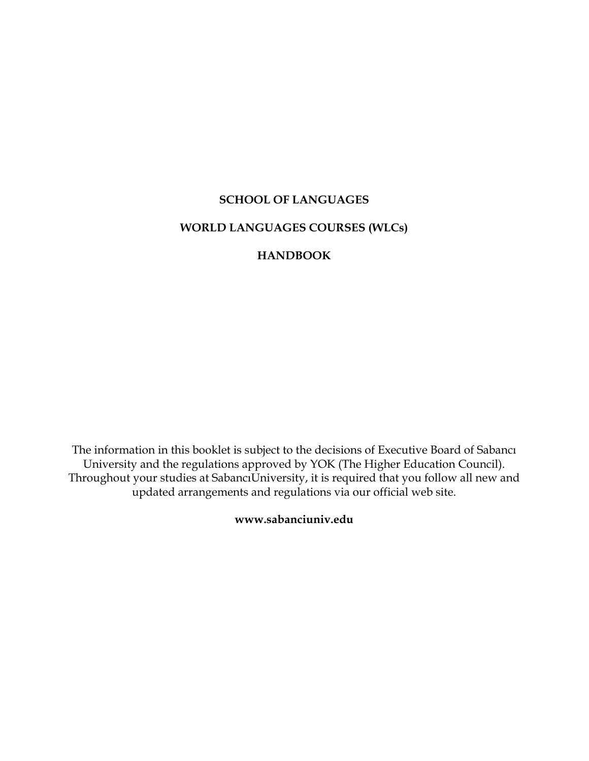# SCHOOL OF LANGUAGES

# WORLD LANGUAGES COURSES (WLCs)

# HANDBOOK

The information in this booklet is subject to the decisions of Executive Board of Sabancı University and the regulations approved by YOK (The Higher Education Council). Throughout your studies at SabancıUniversity, it is required that you follow all new and updated arrangements and regulations via our official web site.

**www.sabanciuniv.edu**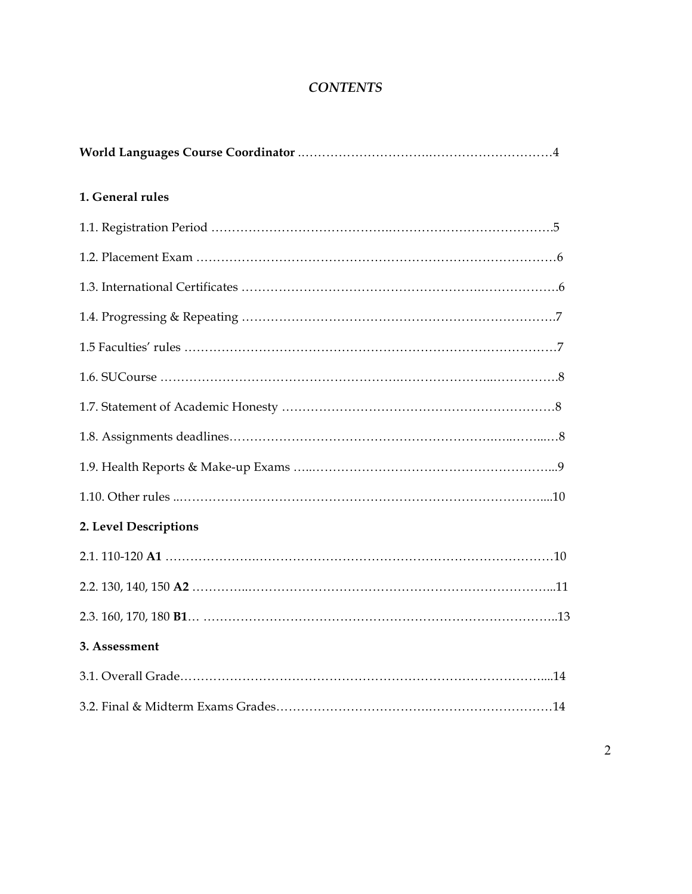# *CONTENTS*

**World Languages Course Coordinator** ……………………………………………………….4

**1. General rules**

1.1. Registration Period ……………………………………………………………………….5

1.2. Placement Exam …………………………………………………………………………6

1.3. International Certificates ………………………………………………………………6

1.4. Progressing & Repeating ……………………………………………………………….7

1.5 Faculties' rules ……………………………………………………………………………7

1.6. SUCourse ………………………………………………………………………………….8

1.7. Statement of Academic Honesty ………………………………………………………8

1.8. Assignments deadlines……………………………………………………………………8

1.9. Health Reports & Make-up Exams …………………………………………………...9

1.10. Other rules ……………………………………………………………………………....10

**2. Level Descriptions**

2.1. 110-120 **A1** ……………………………………………………………………………10

2.2. 130, 140, 150 **A2** ……………………………………………………………………...11

2.3. 160, 170, 180 **B1**… ……………………………………………………………………..13

**3. Assessment**

3.1. Overall Grade……………………………………………………………………………...14

3.2. Final & Midterm Exams Grades…………………………………………………………14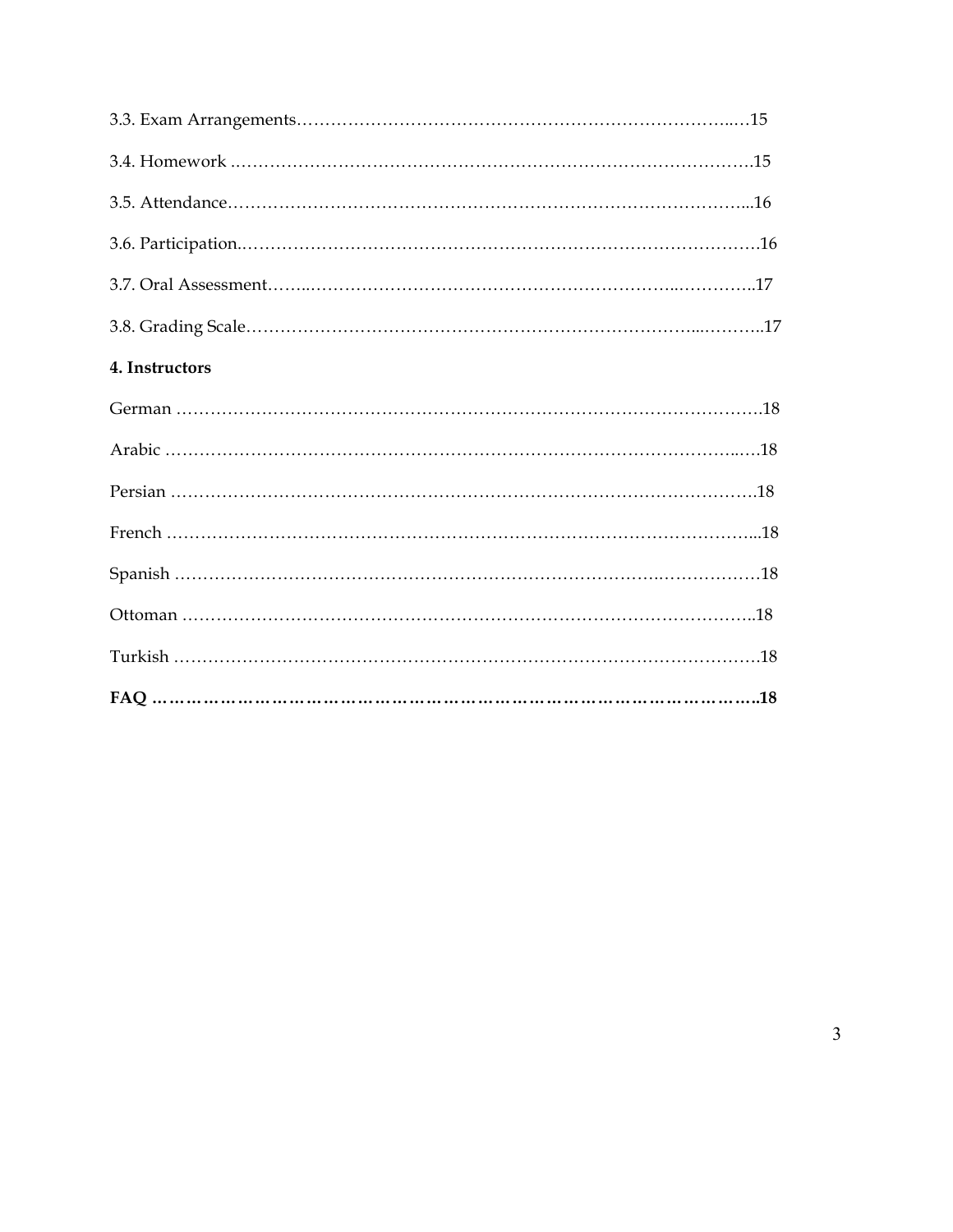3.3. Exam Arrangements……………………………………………………………………..…15

3.4. Homework ……………………………………………………………………………….15

3.5. Attendance………………………………………………………………………………...16

3.6. Participation.………………………………………………………………………………16

3.7. Oral Assessment……..……………………………………………………...…………..17

3.8. Grading Scale……………………………………………………………………...………..17

**4. Instructors**

German ……………………………………………………………………………………….18

Arabic ………………………………………………………………………………………..…18

Persian ………………………………………………………………………………………….18

French ………………………………………………………………………………………...18

Spanish ………………………………………………………………………….………………18

Ottoman ……………………………………………………………………………………..18

Turkish ………………………………………………………………………………………….18

**FAQ ………………………………………………………………………………………..18**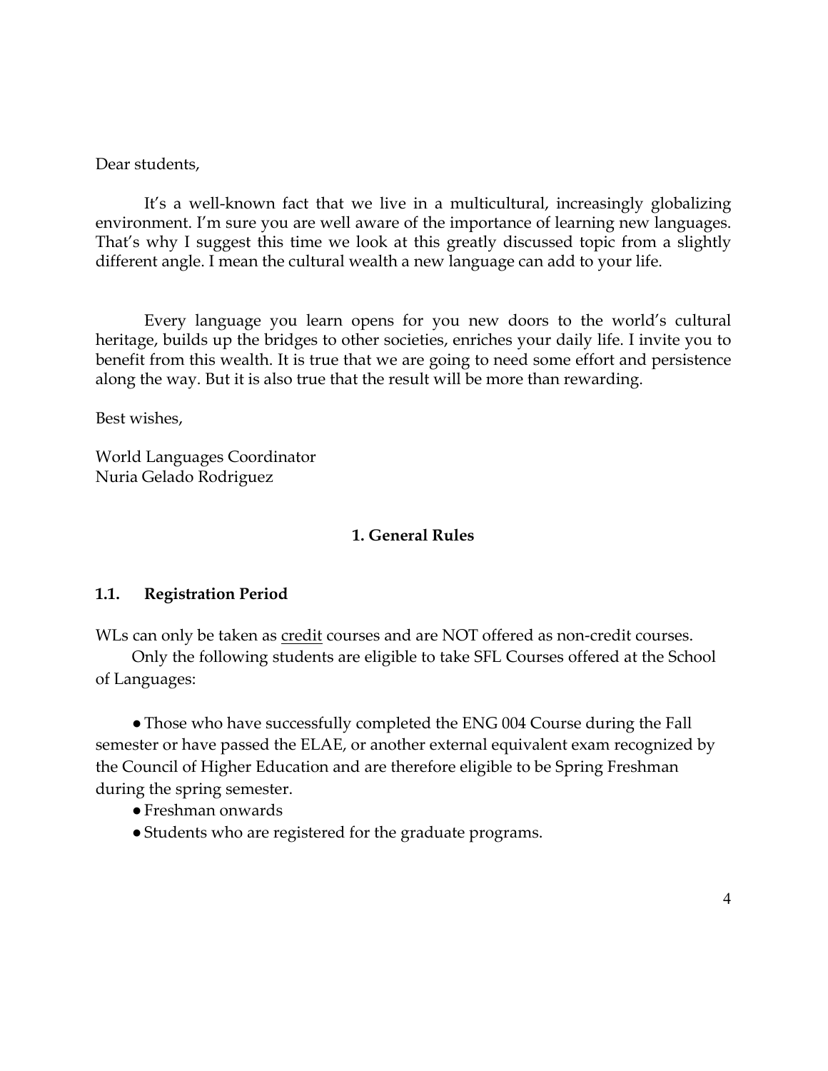Dear students,

It's a well-known fact that we live in a multicultural, increasingly globalizing environment. I'm sure you are well aware of the importance of learning new languages. That's why I suggest this time we look at this greatly discussed topic from a slightly different angle. I mean the cultural wealth a new language can add to your life.

Every language you learn opens for you new doors to the world's cultural heritage, builds up the bridges to other societies, enriches your daily life. I invite you to benefit from this wealth. It is true that we are going to need some effort and persistence along the way. But it is also true that the result will be more than rewarding.

Best wishes,

World Languages Coordinator
Nuria Gelado Rodriguez

## 1. General Rules

### 1.1. Registration Period

WLs can only be taken as <u>credit</u> courses and are NOT offered as non-credit courses.

Only the following students are eligible to take SFL Courses offered at the School of Languages:

- Those who have successfully completed the ENG 004 Course during the Fall semester or have passed the ELAE, or another external equivalent exam recognized by the Council of Higher Education and are therefore eligible to be Spring Freshman during the spring semester.
- Freshman onwards
- Students who are registered for the graduate programs.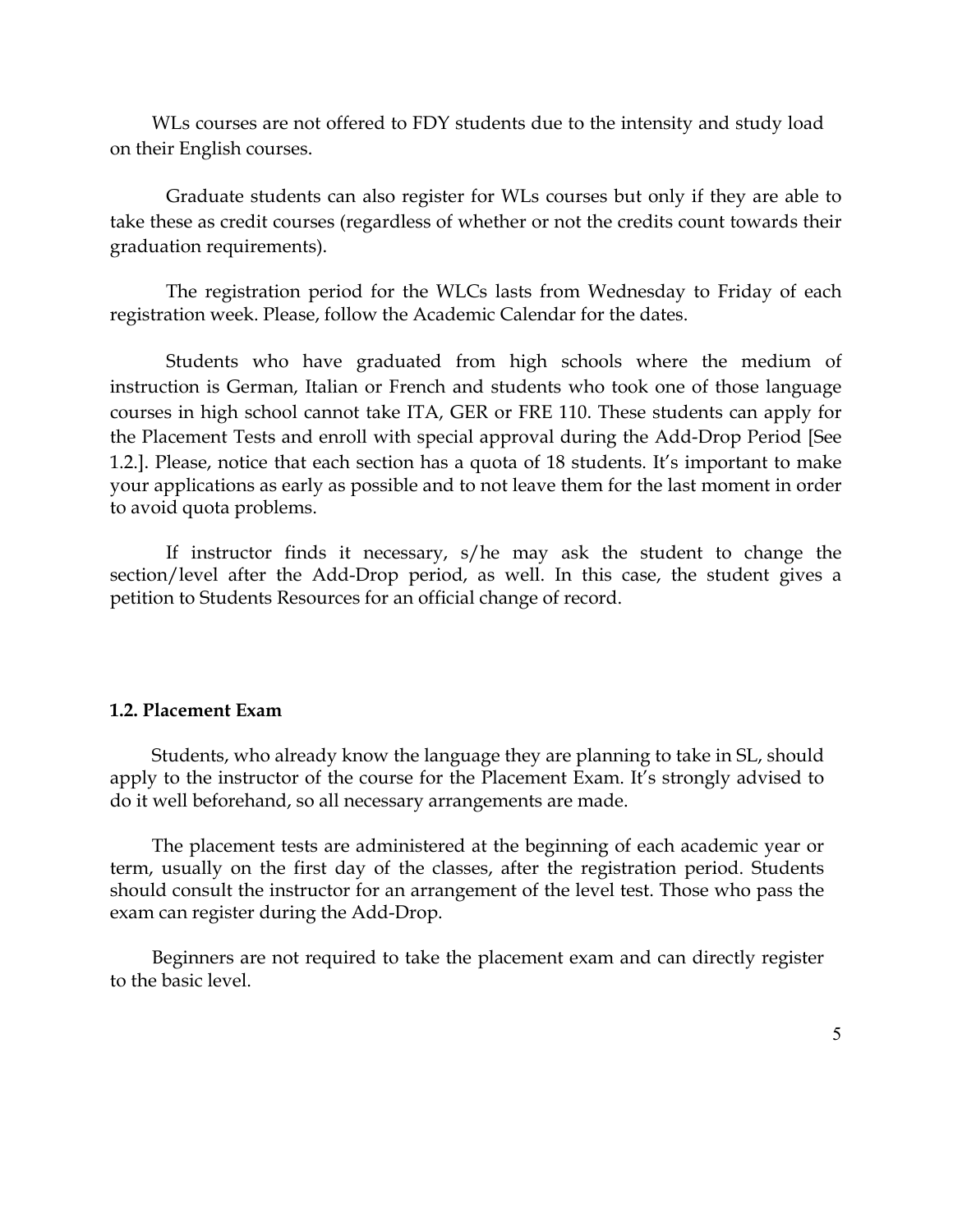WLs courses are not offered to FDY students due to the intensity and study load on their English courses.

Graduate students can also register for WLs courses but only if they are able to take these as credit courses (regardless of whether or not the credits count towards their graduation requirements).

The registration period for the WLCs lasts from Wednesday to Friday of each registration week. Please, follow the Academic Calendar for the dates.

Students who have graduated from high schools where the medium of instruction is German, Italian or French and students who took one of those language courses in high school cannot take ITA, GER or FRE 110. These students can apply for the Placement Tests and enroll with special approval during the Add-Drop Period [See 1.2.]. Please, notice that each section has a quota of 18 students. It's important to make your applications as early as possible and to not leave them for the last moment in order to avoid quota problems.

If instructor finds it necessary, s/he may ask the student to change the section/level after the Add-Drop period, as well. In this case, the student gives a petition to Students Resources for an official change of record.

### 1.2. Placement Exam

Students, who already know the language they are planning to take in SL, should apply to the instructor of the course for the Placement Exam. It's strongly advised to do it well beforehand, so all necessary arrangements are made.

The placement tests are administered at the beginning of each academic year or term, usually on the first day of the classes, after the registration period. Students should consult the instructor for an arrangement of the level test. Those who pass the exam can register during the Add-Drop.

Beginners are not required to take the placement exam and can directly register to the basic level.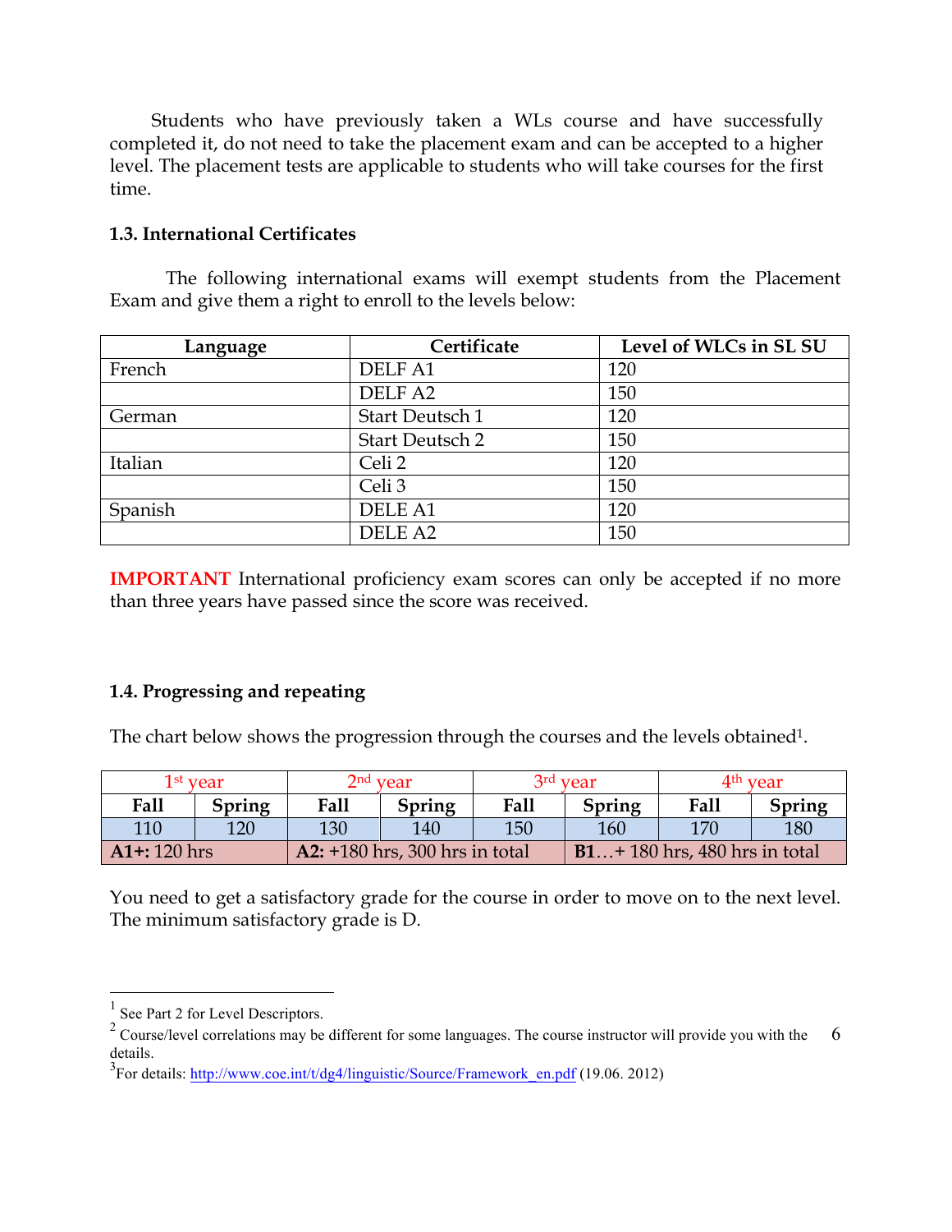Students who have previously taken a WLs course and have successfully completed it, do not need to take the placement exam and can be accepted to a higher level. The placement tests are applicable to students who will take courses for the first time.

### 1.3. International Certificates

The following international exams will exempt students from the Placement Exam and give them a right to enroll to the levels below:

| Language | Certificate | Level of WLCs in SL SU |
|---|---|---|
| French | DELF A1 | 120 |
| | DELF A2 | 150 |
| German | Start Deutsch 1 | 120 |
| | Start Deutsch 2 | 150 |
| Italian | Celi 2 | 120 |
| | Celi 3 | 150 |
| Spanish | DELE A1 | 120 |
| | DELE A2 | 150 |

**IMPORTANT** International proficiency exam scores can only be accepted if no more than three years have passed since the score was received.

### 1.4. Progressing and repeating

The chart below shows the progression through the courses and the levels obtained[1].

| 1st year | | 2nd year | | 3rd year | | 4th year | |
|---|---|---|---|---|---|---|---|
| **Fall** | **Spring** | **Fall** | **Spring** | **Fall** | **Spring** | **Fall** | **Spring** |
| 110 | 120 | 130 | 140 | 150 | 160 | 170 | 180 |
| **A1+:** 120 hrs | | **A2:** +180 hrs, 300 hrs in total | | | **B1**…+ 180 hrs, 480 hrs in total | | |

You need to get a satisfactory grade for the course in order to move on to the next level. The minimum satisfactory grade is D.

---

[1] See Part 2 for Level Descriptors.

[2] Course/level correlations may be different for some languages. The course instructor will provide you with the details.

[3] For details: http://www.coe.int/t/dg4/linguistic/Source/Framework_en.pdf (19.06. 2012)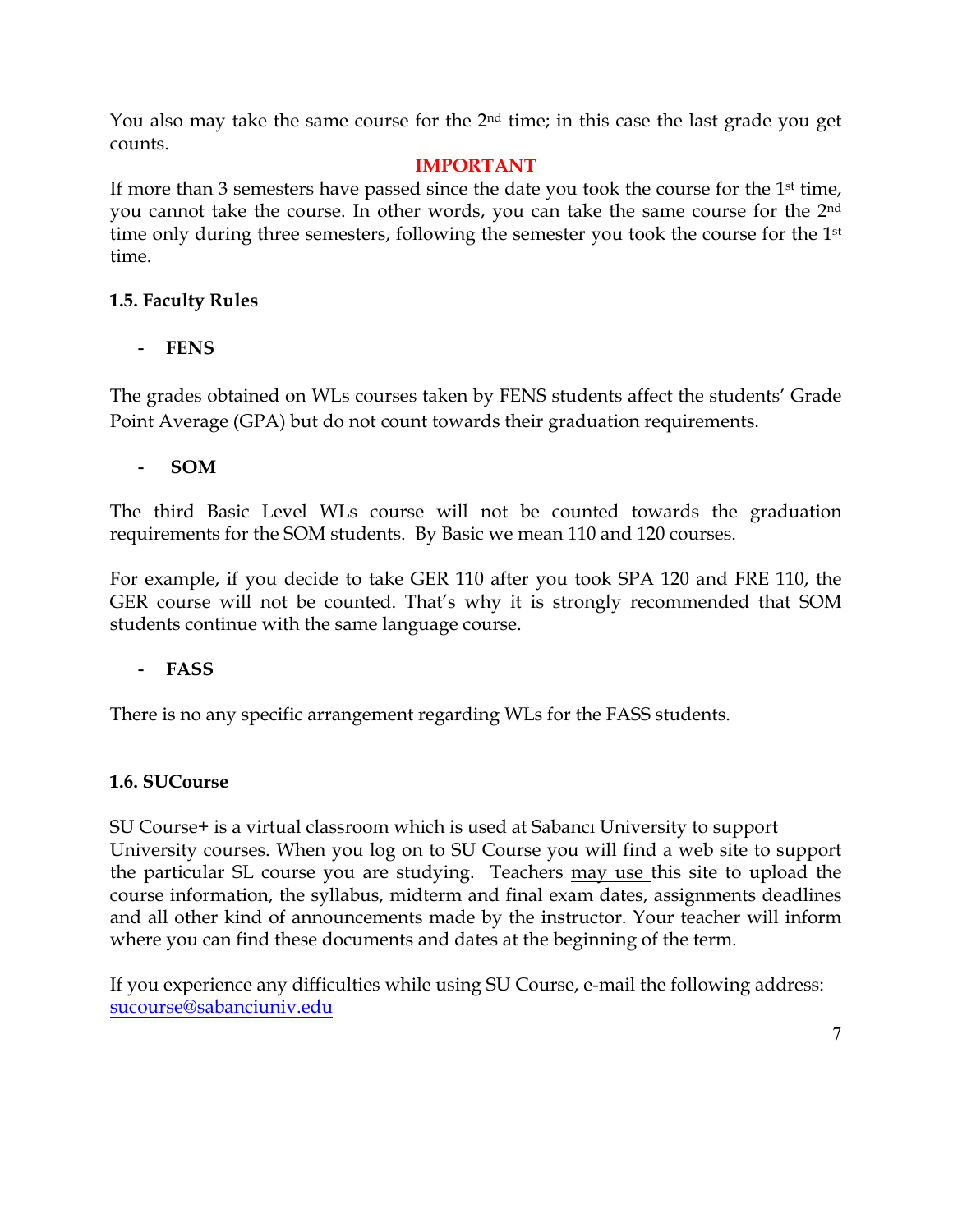You also may take the same course for the 2nd time; in this case the last grade you get counts.

**IMPORTANT**

If more than 3 semesters have passed since the date you took the course for the 1st time, you cannot take the course. In other words, you can take the same course for the 2nd time only during three semesters, following the semester you took the course for the 1st time.

### 1.5. Faculty Rules

- **FENS**

The grades obtained on WLs courses taken by FENS students affect the students' Grade Point Average (GPA) but do not count towards their graduation requirements.

- **SOM**

The third Basic Level WLs course will not be counted towards the graduation requirements for the SOM students. By Basic we mean 110 and 120 courses.

For example, if you decide to take GER 110 after you took SPA 120 and FRE 110, the GER course will not be counted. That's why it is strongly recommended that SOM students continue with the same language course.

- **FASS**

There is no any specific arrangement regarding WLs for the FASS students.

### 1.6. SUCourse

SU Course+ is a virtual classroom which is used at Sabancı University to support University courses. When you log on to SU Course you will find a web site to support the particular SL course you are studying. Teachers may use this site to upload the course information, the syllabus, midterm and final exam dates, assignments deadlines and all other kind of announcements made by the instructor. Your teacher will inform where you can find these documents and dates at the beginning of the term.

If you experience any difficulties while using SU Course, e-mail the following address: sucourse@sabanciuniv.edu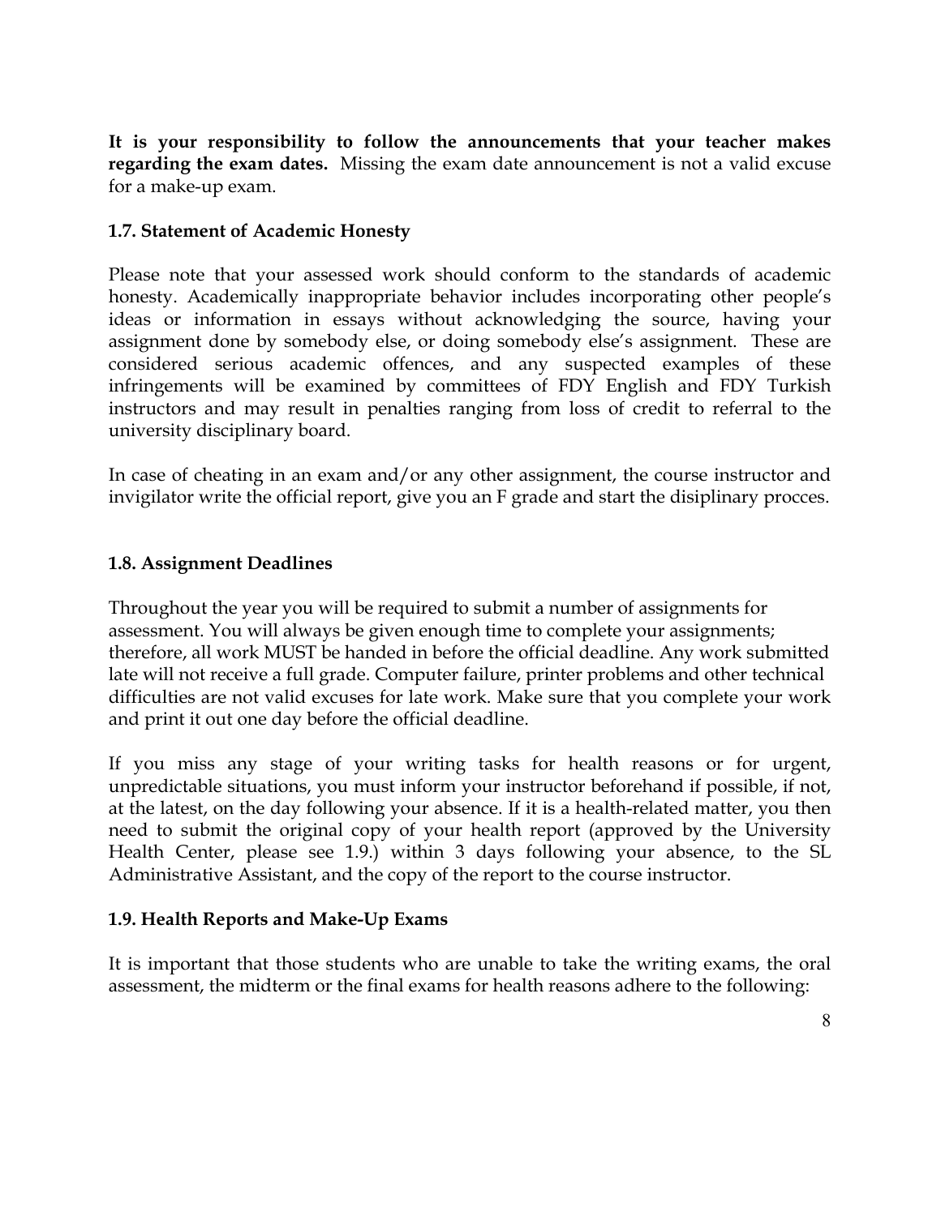**It is your responsibility to follow the announcements that your teacher makes regarding the exam dates.** Missing the exam date announcement is not a valid excuse for a make-up exam.

### 1.7. Statement of Academic Honesty

Please note that your assessed work should conform to the standards of academic honesty. Academically inappropriate behavior includes incorporating other people's ideas or information in essays without acknowledging the source, having your assignment done by somebody else, or doing somebody else's assignment. These are considered serious academic offences, and any suspected examples of these infringements will be examined by committees of FDY English and FDY Turkish instructors and may result in penalties ranging from loss of credit to referral to the university disciplinary board.

In case of cheating in an exam and/or any other assignment, the course instructor and invigilator write the official report, give you an F grade and start the disiplinary procces.

### 1.8. Assignment Deadlines

Throughout the year you will be required to submit a number of assignments for assessment. You will always be given enough time to complete your assignments; therefore, all work MUST be handed in before the official deadline. Any work submitted late will not receive a full grade. Computer failure, printer problems and other technical difficulties are not valid excuses for late work. Make sure that you complete your work and print it out one day before the official deadline.

If you miss any stage of your writing tasks for health reasons or for urgent, unpredictable situations, you must inform your instructor beforehand if possible, if not, at the latest, on the day following your absence. If it is a health-related matter, you then need to submit the original copy of your health report (approved by the University Health Center, please see 1.9.) within 3 days following your absence, to the SL Administrative Assistant, and the copy of the report to the course instructor.

### 1.9. Health Reports and Make-Up Exams

It is important that those students who are unable to take the writing exams, the oral assessment, the midterm or the final exams for health reasons adhere to the following: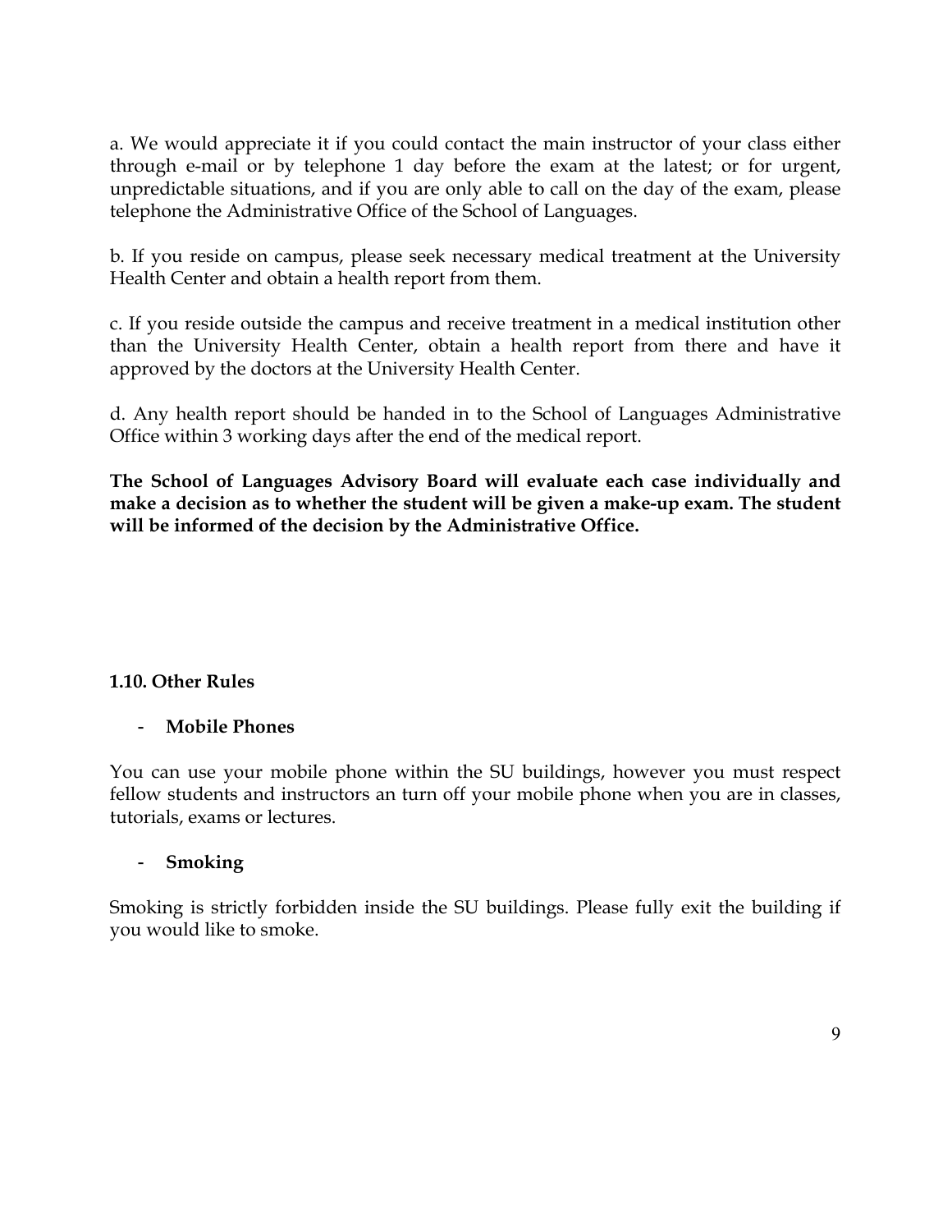a. We would appreciate it if you could contact the main instructor of your class either through e-mail or by telephone 1 day before the exam at the latest; or for urgent, unpredictable situations, and if you are only able to call on the day of the exam, please telephone the Administrative Office of the School of Languages.

b. If you reside on campus, please seek necessary medical treatment at the University Health Center and obtain a health report from them.

c. If you reside outside the campus and receive treatment in a medical institution other than the University Health Center, obtain a health report from there and have it approved by the doctors at the University Health Center.

d. Any health report should be handed in to the School of Languages Administrative Office within 3 working days after the end of the medical report.

**The School of Languages Advisory Board will evaluate each case individually and make a decision as to whether the student will be given a make-up exam. The student will be informed of the decision by the Administrative Office.**

### 1.10. Other Rules

- **Mobile Phones**

You can use your mobile phone within the SU buildings, however you must respect fellow students and instructors an turn off your mobile phone when you are in classes, tutorials, exams or lectures.

- **Smoking**

Smoking is strictly forbidden inside the SU buildings. Please fully exit the building if you would like to smoke.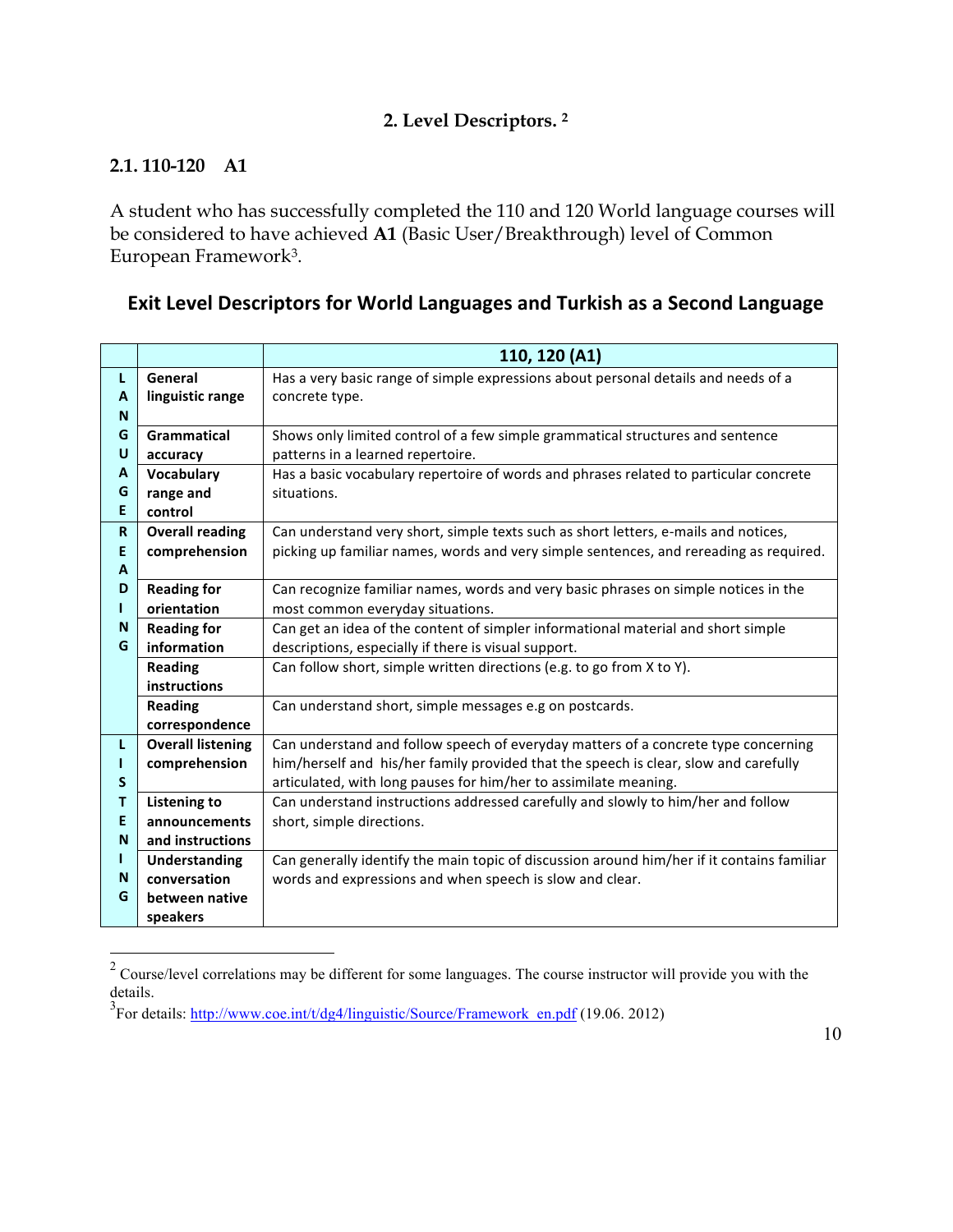## 2. Level Descriptors. [2]

### 2.1. 110-120 A1

A student who has successfully completed the 110 and 120 World language courses will be considered to have achieved **A1** (Basic User/Breakthrough) level of Common European Framework[3].

### Exit Level Descriptors for World Languages and Turkish as a Second Language

| | | 110, 120 (A1) |
|---|---|---|
| LANGUAGE | **General linguistic range** | Has a very basic range of simple expressions about personal details and needs of a concrete type. |
| | **Grammatical accuracy** | Shows only limited control of a few simple grammatical structures and sentence patterns in a learned repertoire. |
| | **Vocabulary range and control** | Has a basic vocabulary repertoire of words and phrases related to particular concrete situations. |
| READING | **Overall reading comprehension** | Can understand very short, simple texts such as short letters, e-mails and notices, picking up familiar names, words and very simple sentences, and rereading as required. |
| | **Reading for orientation** | Can recognize familiar names, words and very basic phrases on simple notices in the most common everyday situations. |
| | **Reading for information** | Can get an idea of the content of simpler informational material and short simple descriptions, especially if there is visual support. |
| | **Reading instructions** | Can follow short, simple written directions (e.g. to go from X to Y). |
| | **Reading correspondence** | Can understand short, simple messages e.g on postcards. |
| LISTENING | **Overall listening comprehension** | Can understand and follow speech of everyday matters of a concrete type concerning him/herself and his/her family provided that the speech is clear, slow and carefully articulated, with long pauses for him/her to assimilate meaning. |
| | **Listening to announcements and instructions** | Can understand instructions addressed carefully and slowly to him/her and follow short, simple directions. |
| | **Understanding conversation between native speakers** | Can generally identify the main topic of discussion around him/her if it contains familiar words and expressions and when speech is slow and clear. |

---

[2] Course/level correlations may be different for some languages. The course instructor will provide you with the details.

[3] For details: http://www.coe.int/t/dg4/linguistic/Source/Framework_en.pdf (19.06. 2012)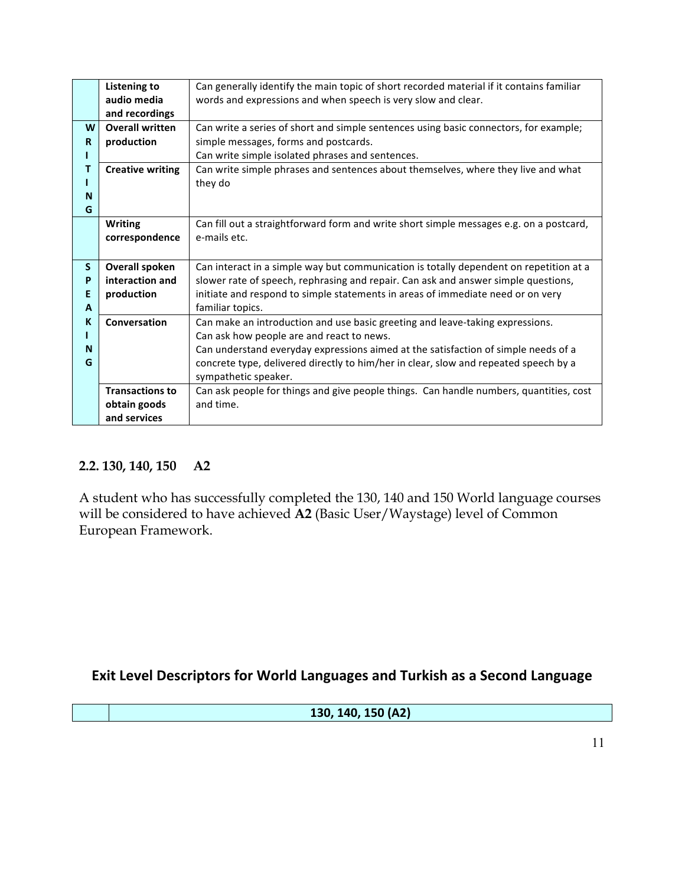| | | |
|---|---|---|
| | **Listening to audio media and recordings** | Can generally identify the main topic of short recorded material if it contains familiar words and expressions and when speech is very slow and clear. |
| **WRITING** | **Overall written production** | Can write a series of short and simple sentences using basic connectors, for example; simple messages, forms and postcards. Can write simple isolated phrases and sentences. |
| | **Creative writing** | Can write simple phrases and sentences about themselves, where they live and what they do |
| | **Writing correspondence** | Can fill out a straightforward form and write short simple messages e.g. on a postcard, e-mails etc. |
| **SPEAKING** | **Overall spoken interaction and production** | Can interact in a simple way but communication is totally dependent on repetition at a slower rate of speech, rephrasing and repair. Can ask and answer simple questions, initiate and respond to simple statements in areas of immediate need or on very familiar topics. |
| | **Conversation** | Can make an introduction and use basic greeting and leave-taking expressions. Can ask how people are and react to news. Can understand everyday expressions aimed at the satisfaction of simple needs of a concrete type, delivered directly to him/her in clear, slow and repeated speech by a sympathetic speaker. |
| | **Transactions to obtain goods and services** | Can ask people for things and give people things. Can handle numbers, quantities, cost and time. |

### 2.2. 130, 140, 150 A2

A student who has successfully completed the 130, 140 and 150 World language courses will be considered to have achieved **A2** (Basic User/Waystage) level of Common European Framework.

## Exit Level Descriptors for World Languages and Turkish as a Second Language

| | **130, 140, 150 (A2)** |
|---|---|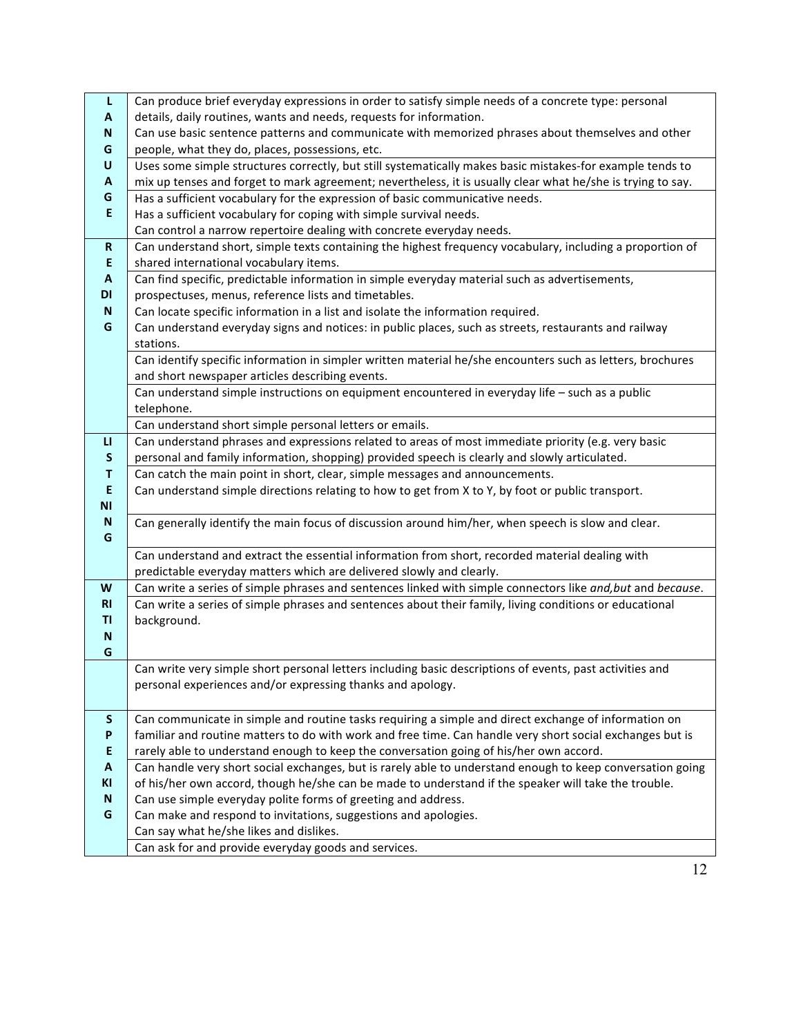| | |
|---|---|
| **LANGUAGE** | Can produce brief everyday expressions in order to satisfy simple needs of a concrete type: personal details, daily routines, wants and needs, requests for information.<br>Can use basic sentence patterns and communicate with memorized phrases about themselves and other people, what they do, places, possessions, etc. |
| | Uses some simple structures correctly, but still systematically makes basic mistakes-for example tends to mix up tenses and forget to mark agreement; nevertheless, it is usually clear what he/she is trying to say. |
| | Has a sufficient vocabulary for the expression of basic communicative needs.<br>Has a sufficient vocabulary for coping with simple survival needs.<br>Can control a narrow repertoire dealing with concrete everyday needs. |
| **READING** | Can understand short, simple texts containing the highest frequency vocabulary, including a proportion of shared international vocabulary items. |
| | Can find specific, predictable information in simple everyday material such as advertisements, prospectuses, menus, reference lists and timetables.<br>Can locate specific information in a list and isolate the information required.<br>Can understand everyday signs and notices: in public places, such as streets, restaurants and railway stations. |
| | Can identify specific information in simpler written material he/she encounters such as letters, brochures and short newspaper articles describing events. |
| | Can understand simple instructions on equipment encountered in everyday life – such as a public telephone. |
| | Can understand short simple personal letters or emails. |
| **LISTENING** | Can understand phrases and expressions related to areas of most immediate priority (e.g. very basic personal and family information, shopping) provided speech is clearly and slowly articulated. |
| | Can catch the main point in short, clear, simple messages and announcements.<br>Can understand simple directions relating to how to get from X to Y, by foot or public transport. |
| | Can generally identify the main focus of discussion around him/her, when speech is slow and clear. |
| | Can understand and extract the essential information from short, recorded material dealing with predictable everyday matters which are delivered slowly and clearly. |
| **WRITING** | Can write a series of simple phrases and sentences linked with simple connectors like *and,but* and *because*. |
| | Can write a series of simple phrases and sentences about their family, living conditions or educational background. |
| | Can write very simple short personal letters including basic descriptions of events, past activities and personal experiences and/or expressing thanks and apology. |
| **SPEAKING** | Can communicate in simple and routine tasks requiring a simple and direct exchange of information on familiar and routine matters to do with work and free time. Can handle very short social exchanges but is rarely able to understand enough to keep the conversation going of his/her own accord. |
| | Can handle very short social exchanges, but is rarely able to understand enough to keep conversation going of his/her own accord, though he/she can be made to understand if the speaker will take the trouble.<br>Can use simple everyday polite forms of greeting and address.<br>Can make and respond to invitations, suggestions and apologies.<br>Can say what he/she likes and dislikes. |
| | Can ask for and provide everyday goods and services. |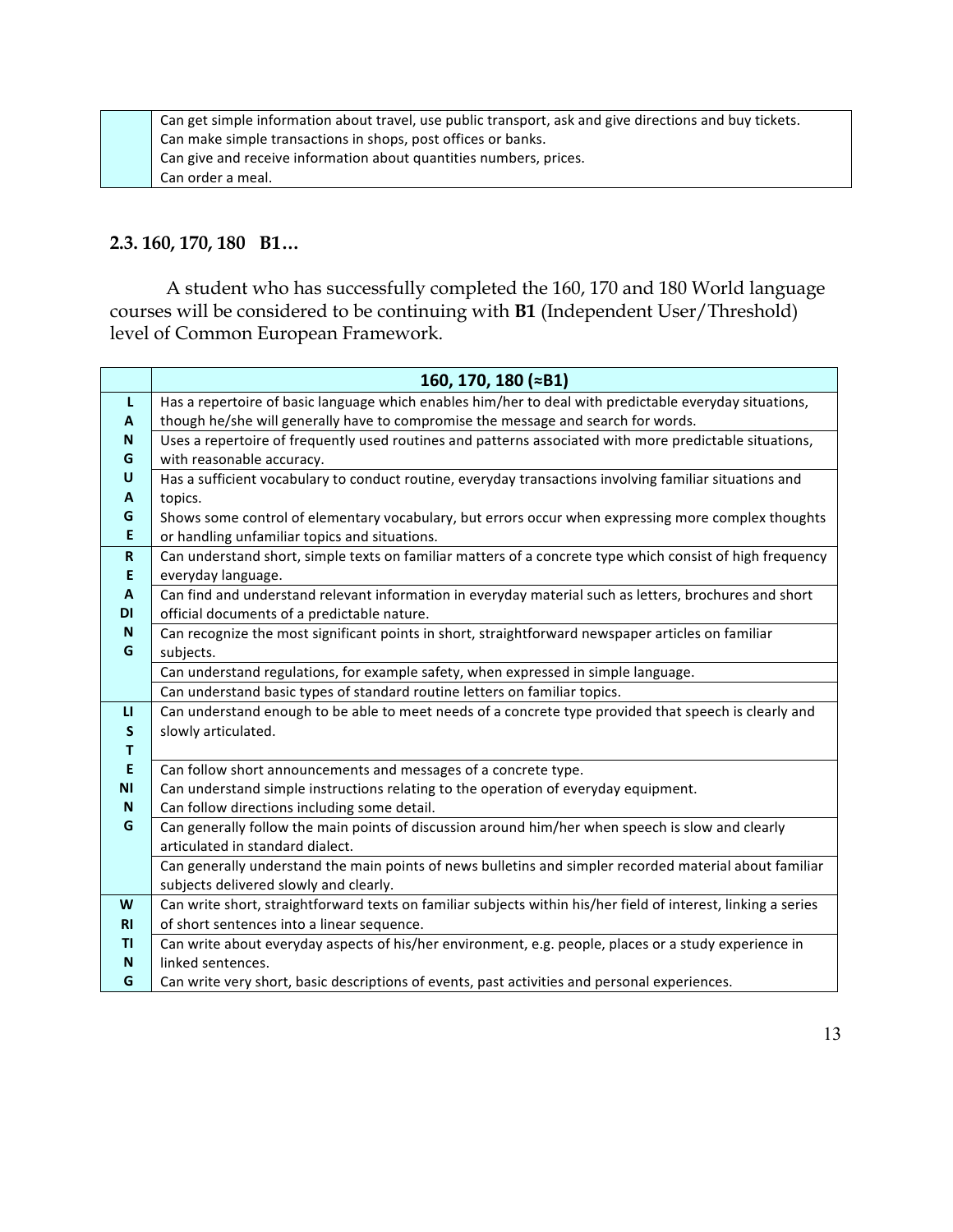| | |
|---|---|
| | Can get simple information about travel, use public transport, ask and give directions and buy tickets. Can make simple transactions in shops, post offices or banks. Can give and receive information about quantities numbers, prices. Can order a meal. |

### 2.3. 160, 170, 180 B1…

A student who has successfully completed the 160, 170 and 180 World language courses will be considered to be continuing with **B1** (Independent User/Threshold) level of Common European Framework.

| | **160, 170, 180 (≈B1)** |
|---|---|
| **LANGUAGE** | Has a repertoire of basic language which enables him/her to deal with predictable everyday situations, though he/she will generally have to compromise the message and search for words. |
| | Uses a repertoire of frequently used routines and patterns associated with more predictable situations, with reasonable accuracy. |
| | Has a sufficient vocabulary to conduct routine, everyday transactions involving familiar situations and topics. Shows some control of elementary vocabulary, but errors occur when expressing more complex thoughts or handling unfamiliar topics and situations. |
| **READING** | Can understand short, simple texts on familiar matters of a concrete type which consist of high frequency everyday language. |
| | Can find and understand relevant information in everyday material such as letters, brochures and short official documents of a predictable nature. |
| | Can recognize the most significant points in short, straightforward newspaper articles on familiar subjects. |
| | Can understand regulations, for example safety, when expressed in simple language. |
| | Can understand basic types of standard routine letters on familiar topics. |
| **LISTENING** | Can understand enough to be able to meet needs of a concrete type provided that speech is clearly and slowly articulated. |
| | Can follow short announcements and messages of a concrete type. Can understand simple instructions relating to the operation of everyday equipment. Can follow directions including some detail. |
| | Can generally follow the main points of discussion around him/her when speech is slow and clearly articulated in standard dialect. |
| | Can generally understand the main points of news bulletins and simpler recorded material about familiar subjects delivered slowly and clearly. |
| **WRITING** | Can write short, straightforward texts on familiar subjects within his/her field of interest, linking a series of short sentences into a linear sequence. |
| | Can write about everyday aspects of his/her environment, e.g. people, places or a study experience in linked sentences. Can write very short, basic descriptions of events, past activities and personal experiences. |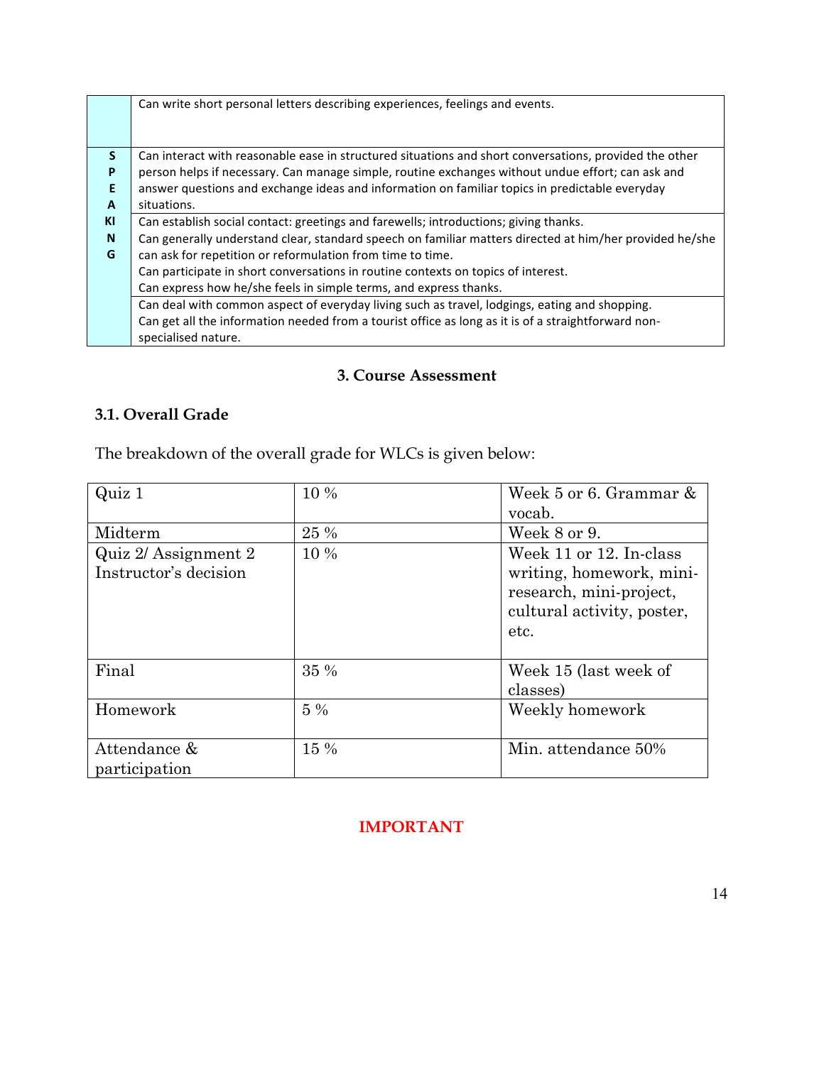| | |
|---|---|
| | Can write short personal letters describing experiences, feelings and events. |
| SPEAKING | Can interact with reasonable ease in structured situations and short conversations, provided the other person helps if necessary. Can manage simple, routine exchanges without undue effort; can ask and answer questions and exchange ideas and information on familiar topics in predictable everyday situations. |
| | Can establish social contact: greetings and farewells; introductions; giving thanks.<br>Can generally understand clear, standard speech on familiar matters directed at him/her provided he/she can ask for repetition or reformulation from time to time.<br>Can participate in short conversations in routine contexts on topics of interest.<br>Can express how he/she feels in simple terms, and express thanks. |
| | Can deal with common aspect of everyday living such as travel, lodgings, eating and shopping.<br>Can get all the information needed from a tourist office as long as it is of a straightforward non-specialised nature. |

## 3. Course Assessment

### 3.1. Overall Grade

The breakdown of the overall grade for WLCs is given below:

| | | |
|---|---|---|
| Quiz 1 | 10 % | Week 5 or 6. Grammar & vocab. |
| Midterm | 25 % | Week 8 or 9. |
| Quiz 2/ Assignment 2 Instructor's decision | 10 % | Week 11 or 12. In-class writing, homework, mini-research, mini-project, cultural activity, poster, etc. |
| Final | 35 % | Week 15 (last week of classes) |
| Homework | 5 % | Weekly homework |
| Attendance & participation | 15 % | Min. attendance 50% |

**IMPORTANT**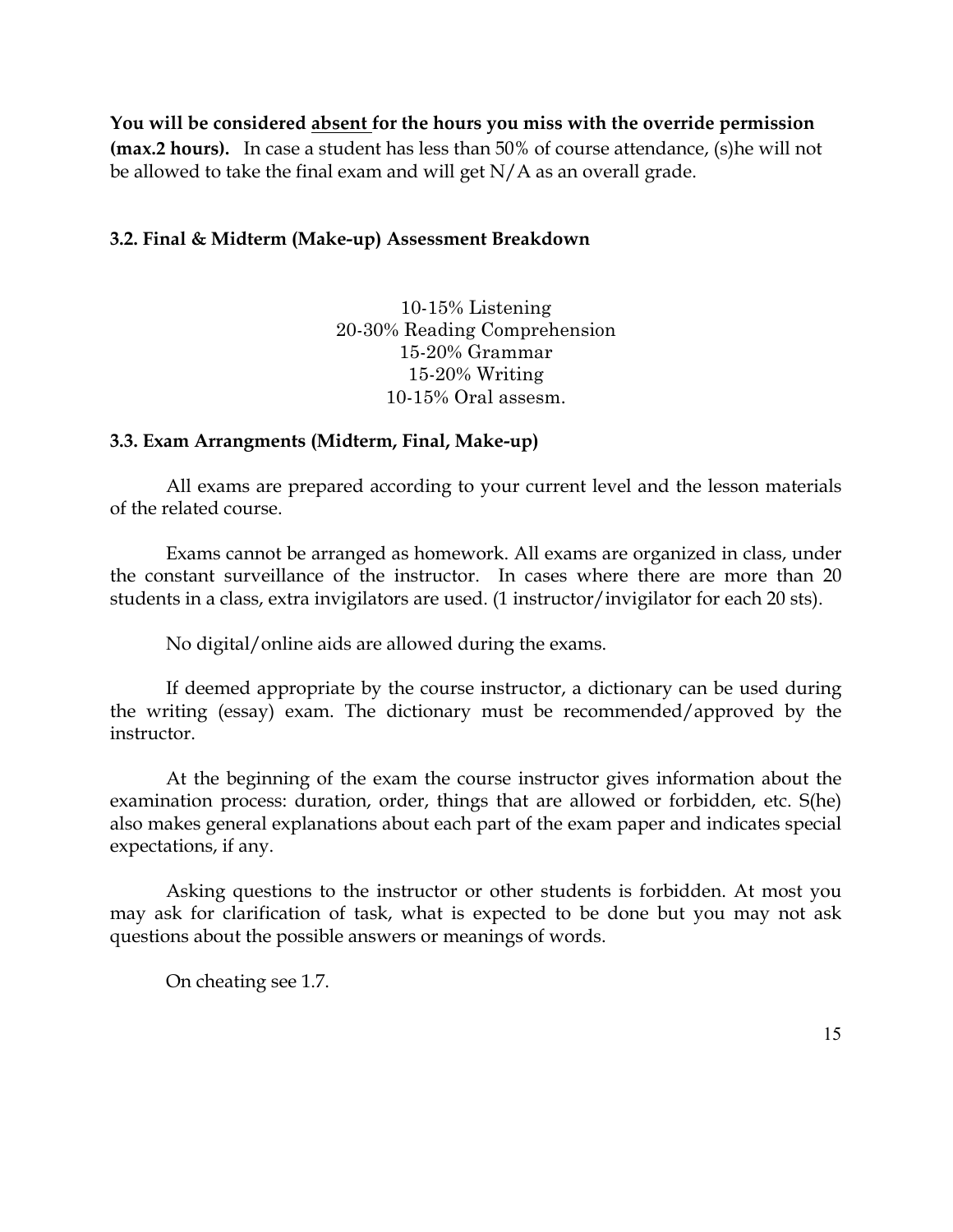**You will be considered <u>absent</u> for the hours you miss with the override permission (max.2 hours).** In case a student has less than 50% of course attendance, (s)he will not be allowed to take the final exam and will get N/A as an overall grade.

### 3.2. Final & Midterm (Make-up) Assessment Breakdown

10-15% Listening
20-30% Reading Comprehension
15-20% Grammar
15-20% Writing
10-15% Oral assesm.

### 3.3. Exam Arrangments (Midterm, Final, Make-up)

All exams are prepared according to your current level and the lesson materials of the related course.

Exams cannot be arranged as homework. All exams are organized in class, under the constant surveillance of the instructor. In cases where there are more than 20 students in a class, extra invigilators are used. (1 instructor/invigilator for each 20 sts).

No digital/online aids are allowed during the exams.

If deemed appropriate by the course instructor, a dictionary can be used during the writing (essay) exam. The dictionary must be recommended/approved by the instructor.

At the beginning of the exam the course instructor gives information about the examination process: duration, order, things that are allowed or forbidden, etc. S(he) also makes general explanations about each part of the exam paper and indicates special expectations, if any.

Asking questions to the instructor or other students is forbidden. At most you may ask for clarification of task, what is expected to be done but you may not ask questions about the possible answers or meanings of words.

On cheating see 1.7.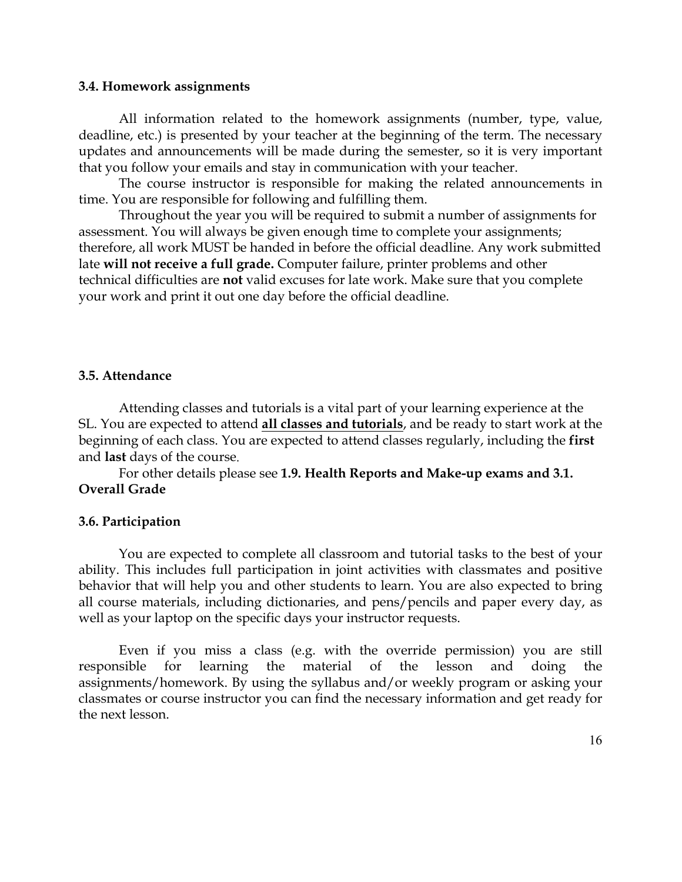### 3.4. Homework assignments

All information related to the homework assignments (number, type, value, deadline, etc.) is presented by your teacher at the beginning of the term. The necessary updates and announcements will be made during the semester, so it is very important that you follow your emails and stay in communication with your teacher.

The course instructor is responsible for making the related announcements in time. You are responsible for following and fulfilling them.

Throughout the year you will be required to submit a number of assignments for assessment. You will always be given enough time to complete your assignments; therefore, all work MUST be handed in before the official deadline. Any work submitted late **will not receive a full grade.** Computer failure, printer problems and other technical difficulties are **not** valid excuses for late work. Make sure that you complete your work and print it out one day before the official deadline.

### 3.5. Attendance

Attending classes and tutorials is a vital part of your learning experience at the SL. You are expected to attend **<u>all classes and tutorials</u>**, and be ready to start work at the beginning of each class. You are expected to attend classes regularly, including the **first** and **last** days of the course.

For other details please see **1.9. Health Reports and Make-up exams and 3.1. Overall Grade**

### 3.6. Participation

You are expected to complete all classroom and tutorial tasks to the best of your ability. This includes full participation in joint activities with classmates and positive behavior that will help you and other students to learn. You are also expected to bring all course materials, including dictionaries, and pens/pencils and paper every day, as well as your laptop on the specific days your instructor requests.

Even if you miss a class (e.g. with the override permission) you are still responsible for learning the material of the lesson and doing the assignments/homework. By using the syllabus and/or weekly program or asking your classmates or course instructor you can find the necessary information and get ready for the next lesson.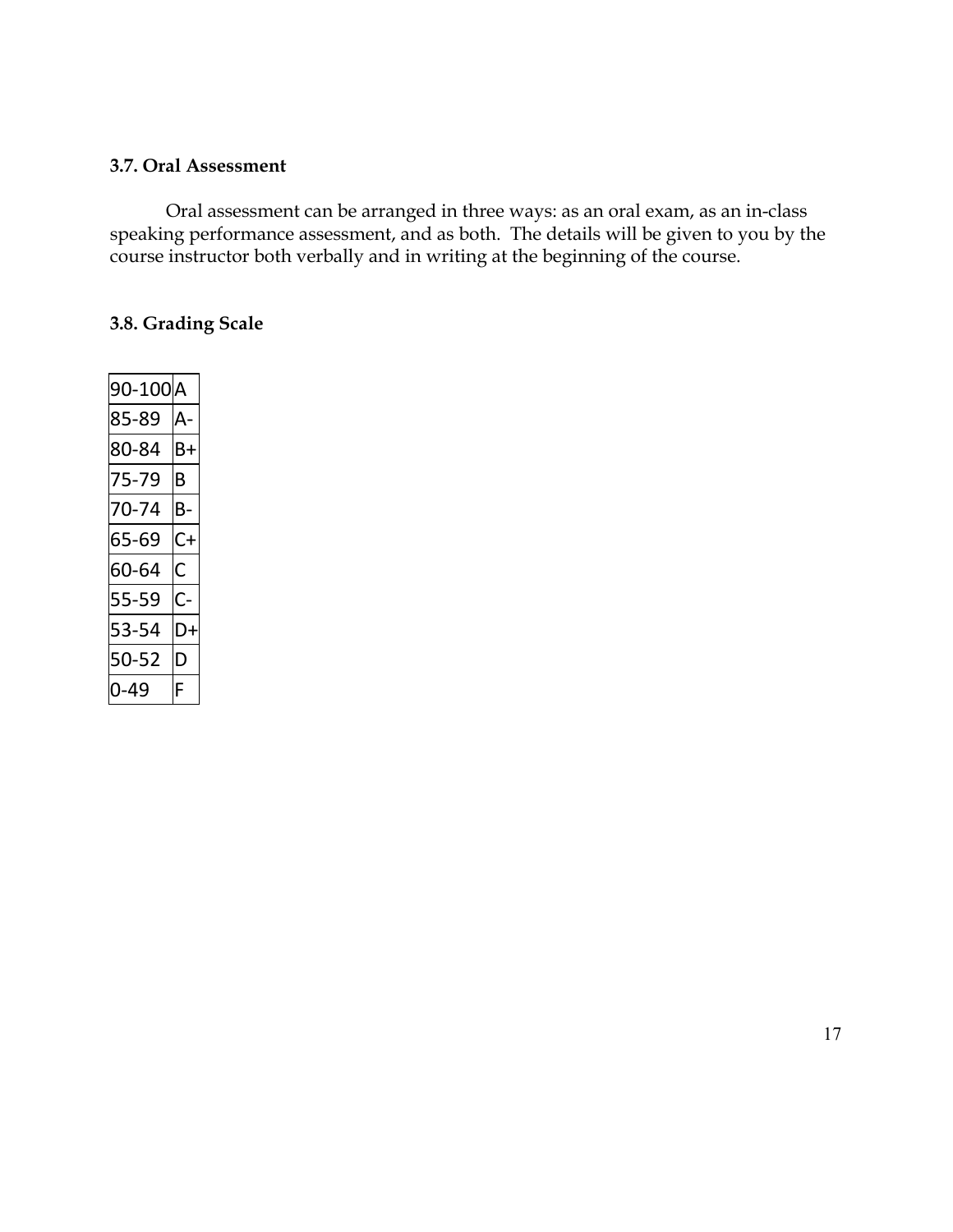### 3.7. Oral Assessment

Oral assessment can be arranged in three ways: as an oral exam, as an in-class speaking performance assessment, and as both. The details will be given to you by the course instructor both verbally and in writing at the beginning of the course.

### 3.8. Grading Scale

| 90-100 | A |
|---|---|
| 85-89 | A- |
| 80-84 | B+ |
| 75-79 | B |
| 70-74 | B- |
| 65-69 | C+ |
| 60-64 | C |
| 55-59 | C- |
| 53-54 | D+ |
| 50-52 | D |
| 0-49 | F |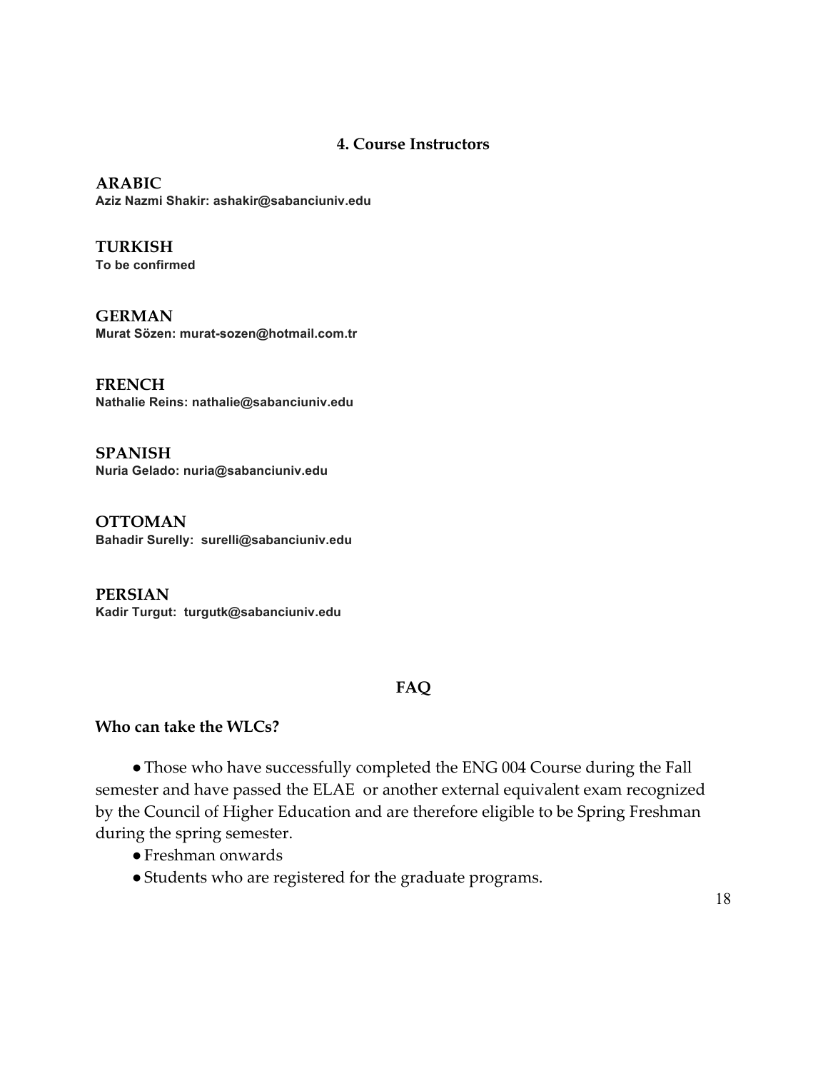## 4. Course Instructors

**ARABIC**
**Aziz Nazmi Shakir: ashakir@sabanciuniv.edu**

**TURKISH**
**To be confirmed**

**GERMAN**
**Murat Sözen: murat-sozen@hotmail.com.tr**

**FRENCH**
**Nathalie Reins: nathalie@sabanciuniv.edu**

**SPANISH**
**Nuria Gelado: nuria@sabanciuniv.edu**

**OTTOMAN**
**Bahadir Surelly: surelli@sabanciuniv.edu**

**PERSIAN**
**Kadir Turgut: turgutk@sabanciuniv.edu**

## FAQ

### Who can take the WLCs?

- Those who have successfully completed the ENG 004 Course during the Fall semester and have passed the ELAE or another external equivalent exam recognized by the Council of Higher Education and are therefore eligible to be Spring Freshman during the spring semester.
- Freshman onwards
- Students who are registered for the graduate programs.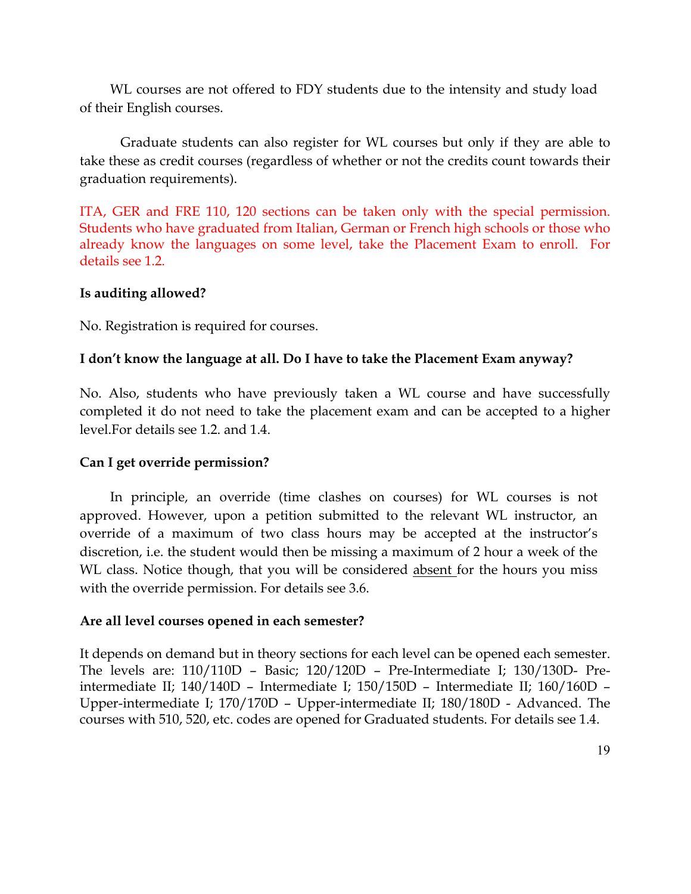WL courses are not offered to FDY students due to the intensity and study load of their English courses.

Graduate students can also register for WL courses but only if they are able to take these as credit courses (regardless of whether or not the credits count towards their graduation requirements).

ITA, GER and FRE 110, 120 sections can be taken only with the special permission. Students who have graduated from Italian, German or French high schools or those who already know the languages on some level, take the Placement Exam to enroll. For details see 1.2.

**Is auditing allowed?**

No. Registration is required for courses.

**I don't know the language at all. Do I have to take the Placement Exam anyway?**

No. Also, students who have previously taken a WL course and have successfully completed it do not need to take the placement exam and can be accepted to a higher level.For details see 1.2. and 1.4.

**Can I get override permission?**

In principle, an override (time clashes on courses) for WL courses is not approved. However, upon a petition submitted to the relevant WL instructor, an override of a maximum of two class hours may be accepted at the instructor's discretion, i.e. the student would then be missing a maximum of 2 hour a week of the WL class. Notice though, that you will be considered absent for the hours you miss with the override permission. For details see 3.6.

**Are all level courses opened in each semester?**

It depends on demand but in theory sections for each level can be opened each semester. The levels are: 110/110D – Basic; 120/120D – Pre-Intermediate I; 130/130D- Pre-intermediate II; 140/140D – Intermediate I; 150/150D – Intermediate II; 160/160D – Upper-intermediate I; 170/170D – Upper-intermediate II; 180/180D - Advanced. The courses with 510, 520, etc. codes are opened for Graduated students. For details see 1.4.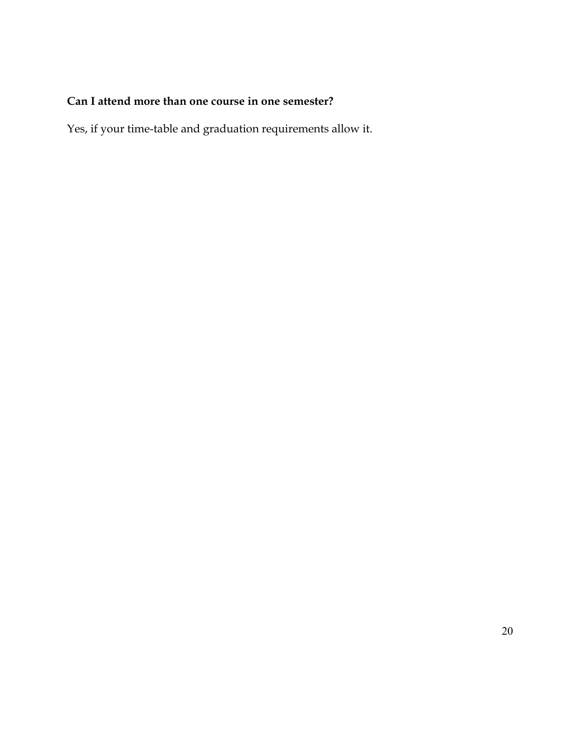**Can I attend more than one course in one semester?**

Yes, if your time-table and graduation requirements allow it.